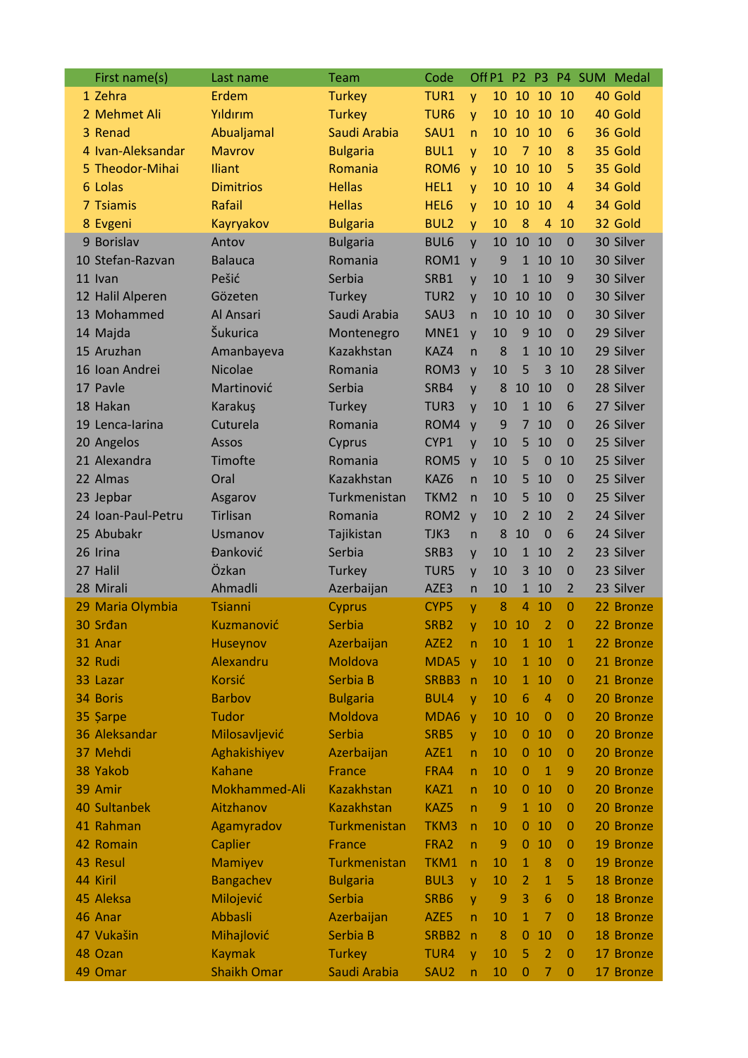| | First name(s) | Last name | Team | Code | Off | P1 | P2 | P3 | P4 | SUM | Medal |
|---|---|---|---|---|---|---|---|---|---|---|---|
| 1 | Zehra | Erdem | Turkey | TUR1 | y | 10 | 10 | 10 | 10 | 40 | Gold |
| 2 | Mehmet Ali | Yıldırım | Turkey | TUR6 | y | 10 | 10 | 10 | 10 | 40 | Gold |
| 3 | Renad | Abualjamal | Saudi Arabia | SAU1 | n | 10 | 10 | 10 | 6 | 36 | Gold |
| 4 | Ivan-Aleksandar | Mavrov | Bulgaria | BUL1 | y | 10 | 7 | 10 | 8 | 35 | Gold |
| 5 | Theodor-Mihai | Iliant | Romania | ROM6 | y | 10 | 10 | 10 | 5 | 35 | Gold |
| 6 | Lolas | Dimitrios | Hellas | HEL1 | y | 10 | 10 | 10 | 4 | 34 | Gold |
| 7 | Tsiamis | Rafail | Hellas | HEL6 | y | 10 | 10 | 10 | 4 | 34 | Gold |
| 8 | Evgeni | Kayryakov | Bulgaria | BUL2 | y | 10 | 8 | 4 | 10 | 32 | Gold |
| 9 | Borislav | Antov | Bulgaria | BUL6 | y | 10 | 10 | 10 | 0 | 30 | Silver |
| 10 | Stefan-Razvan | Balauca | Romania | ROM1 | y | 9 | 1 | 10 | 10 | 30 | Silver |
| 11 | Ivan | Pešić | Serbia | SRB1 | y | 10 | 1 | 10 | 9 | 30 | Silver |
| 12 | Halil Alperen | Gözeten | Turkey | TUR2 | y | 10 | 10 | 10 | 0 | 30 | Silver |
| 13 | Mohammed | Al Ansari | Saudi Arabia | SAU3 | n | 10 | 10 | 10 | 0 | 30 | Silver |
| 14 | Majda | Šukurica | Montenegro | MNE1 | y | 10 | 9 | 10 | 0 | 29 | Silver |
| 15 | Aruzhan | Amanbayeva | Kazakhstan | KAZ4 | n | 8 | 1 | 10 | 10 | 29 | Silver |
| 16 | Ioan Andrei | Nicolae | Romania | ROM3 | y | 10 | 5 | 3 | 10 | 28 | Silver |
| 17 | Pavle | Martinović | Serbia | SRB4 | y | 8 | 10 | 10 | 0 | 28 | Silver |
| 18 | Hakan | Karakuş | Turkey | TUR3 | y | 10 | 1 | 10 | 6 | 27 | Silver |
| 19 | Lenca-Iarina | Cuturela | Romania | ROM4 | y | 9 | 7 | 10 | 0 | 26 | Silver |
| 20 | Angelos | Assos | Cyprus | CYP1 | y | 10 | 5 | 10 | 0 | 25 | Silver |
| 21 | Alexandra | Timofte | Romania | ROM5 | y | 10 | 5 | 0 | 10 | 25 | Silver |
| 22 | Almas | Oral | Kazakhstan | KAZ6 | n | 10 | 5 | 10 | 0 | 25 | Silver |
| 23 | Jepbar | Asgarov | Turkmenistan | TKM2 | n | 10 | 5 | 10 | 0 | 25 | Silver |
| 24 | Ioan-Paul-Petru | Tirlisan | Romania | ROM2 | y | 10 | 2 | 10 | 2 | 24 | Silver |
| 25 | Abubakr | Usmanov | Tajikistan | TJK3 | n | 8 | 10 | 0 | 6 | 24 | Silver |
| 26 | Irina | Đanković | Serbia | SRB3 | y | 10 | 1 | 10 | 2 | 23 | Silver |
| 27 | Halil | Özkan | Turkey | TUR5 | y | 10 | 3 | 10 | 0 | 23 | Silver |
| 28 | Mirali | Ahmadli | Azerbaijan | AZE3 | n | 10 | 1 | 10 | 2 | 23 | Silver |
| 29 | Maria Olymbia | Tsianni | Cyprus | CYP5 | y | 8 | 4 | 10 | 0 | 22 | Bronze |
| 30 | Srđan | Kuzmanović | Serbia | SRB2 | y | 10 | 10 | 2 | 0 | 22 | Bronze |
| 31 | Anar | Huseynov | Azerbaijan | AZE2 | n | 10 | 1 | 10 | 1 | 22 | Bronze |
| 32 | Rudi | Alexandru | Moldova | MDA5 | y | 10 | 1 | 10 | 0 | 21 | Bronze |
| 33 | Lazar | Korsić | Serbia B | SRBB3 | n | 10 | 1 | 10 | 0 | 21 | Bronze |
| 34 | Boris | Barbov | Bulgaria | BUL4 | y | 10 | 6 | 4 | 0 | 20 | Bronze |
| 35 | Șarpe | Tudor | Moldova | MDA6 | y | 10 | 10 | 0 | 0 | 20 | Bronze |
| 36 | Aleksandar | Milosavljević | Serbia | SRB5 | y | 10 | 0 | 10 | 0 | 20 | Bronze |
| 37 | Mehdi | Aghakishiyev | Azerbaijan | AZE1 | n | 10 | 0 | 10 | 0 | 20 | Bronze |
| 38 | Yakob | Kahane | France | FRA4 | n | 10 | 0 | 1 | 9 | 20 | Bronze |
| 39 | Amir | Mokhammed-Ali | Kazakhstan | KAZ1 | n | 10 | 0 | 10 | 0 | 20 | Bronze |
| 40 | Sultanbek | Aitzhanov | Kazakhstan | KAZ5 | n | 9 | 1 | 10 | 0 | 20 | Bronze |
| 41 | Rahman | Agamyradov | Turkmenistan | TKM3 | n | 10 | 0 | 10 | 0 | 20 | Bronze |
| 42 | Romain | Caplier | France | FRA2 | n | 9 | 0 | 10 | 0 | 19 | Bronze |
| 43 | Resul | Mamiyev | Turkmenistan | TKM1 | n | 10 | 1 | 8 | 0 | 19 | Bronze |
| 44 | Kiril | Bangachev | Bulgaria | BUL3 | y | 10 | 2 | 1 | 5 | 18 | Bronze |
| 45 | Aleksa | Milojević | Serbia | SRB6 | y | 9 | 3 | 6 | 0 | 18 | Bronze |
| 46 | Anar | Abbasli | Azerbaijan | AZE5 | n | 10 | 1 | 7 | 0 | 18 | Bronze |
| 47 | Vukašin | Mihajlović | Serbia B | SRBB2 | n | 8 | 0 | 10 | 0 | 18 | Bronze |
| 48 | Ozan | Kaymak | Turkey | TUR4 | y | 10 | 5 | 2 | 0 | 17 | Bronze |
| 49 | Omar | Shaikh Omar | Saudi Arabia | SAU2 | n | 10 | 0 | 7 | 0 | 17 | Bronze |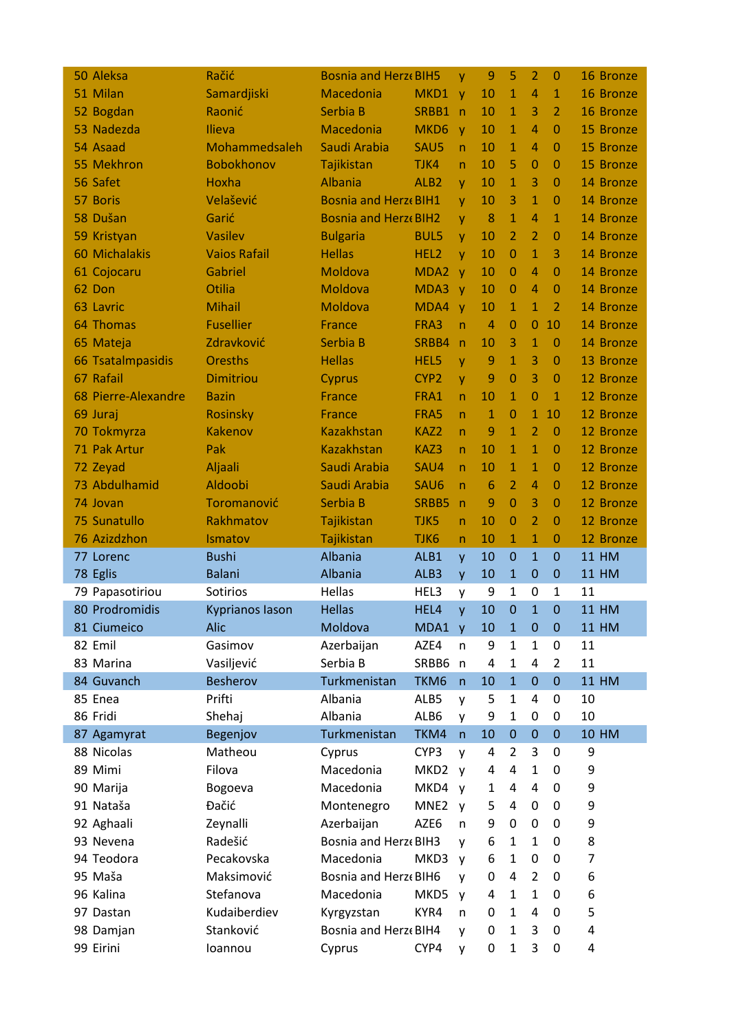| | | | | | | | | | | | |
|---|---|---|---|---|---|---|---|---|---|---|---|
| 50 | Aleksa | Račić | Bosnia and Herze | BIH5 | y | 9 | 5 | 2 | 0 | 16 | Bronze |
| 51 | Milan | Samardjiski | Macedonia | MKD1 | y | 10 | 1 | 4 | 1 | 16 | Bronze |
| 52 | Bogdan | Raonić | Serbia B | SRBB1 | n | 10 | 1 | 3 | 2 | 16 | Bronze |
| 53 | Nadezda | Ilieva | Macedonia | MKD6 | y | 10 | 1 | 4 | 0 | 15 | Bronze |
| 54 | Asaad | Mohammedsaleh | Saudi Arabia | SAU5 | n | 10 | 1 | 4 | 0 | 15 | Bronze |
| 55 | Mekhron | Bobokhonov | Tajikistan | TJK4 | n | 10 | 5 | 0 | 0 | 15 | Bronze |
| 56 | Safet | Hoxha | Albania | ALB2 | y | 10 | 1 | 3 | 0 | 14 | Bronze |
| 57 | Boris | Velašević | Bosnia and Herze | BIH1 | y | 10 | 3 | 1 | 0 | 14 | Bronze |
| 58 | Dušan | Garić | Bosnia and Herze | BIH2 | y | 8 | 1 | 4 | 1 | 14 | Bronze |
| 59 | Kristyan | Vasilev | Bulgaria | BUL5 | y | 10 | 2 | 2 | 0 | 14 | Bronze |
| 60 | Michalakis | Vaios Rafail | Hellas | HEL2 | y | 10 | 0 | 1 | 3 | 14 | Bronze |
| 61 | Cojocaru | Gabriel | Moldova | MDA2 | y | 10 | 0 | 4 | 0 | 14 | Bronze |
| 62 | Don | Otilia | Moldova | MDA3 | y | 10 | 0 | 4 | 0 | 14 | Bronze |
| 63 | Lavric | Mihail | Moldova | MDA4 | y | 10 | 1 | 1 | 2 | 14 | Bronze |
| 64 | Thomas | Fusellier | France | FRA3 | n | 4 | 0 | 0 | 10 | 14 | Bronze |
| 65 | Mateja | Zdravković | Serbia B | SRBB4 | n | 10 | 3 | 1 | 0 | 14 | Bronze |
| 66 | Tsatalmpasidis | Oresths | Hellas | HEL5 | y | 9 | 1 | 3 | 0 | 13 | Bronze |
| 67 | Rafail | Dimitriou | Cyprus | CYP2 | y | 9 | 0 | 3 | 0 | 12 | Bronze |
| 68 | Pierre-Alexandre | Bazin | France | FRA1 | n | 10 | 1 | 0 | 1 | 12 | Bronze |
| 69 | Juraj | Rosinsky | France | FRA5 | n | 1 | 0 | 1 | 10 | 12 | Bronze |
| 70 | Tokmyrza | Kakenov | Kazakhstan | KAZ2 | n | 9 | 1 | 2 | 0 | 12 | Bronze |
| 71 | Pak Artur | Pak | Kazakhstan | KAZ3 | n | 10 | 1 | 1 | 0 | 12 | Bronze |
| 72 | Zeyad | Aljaali | Saudi Arabia | SAU4 | n | 10 | 1 | 1 | 0 | 12 | Bronze |
| 73 | Abdulhamid | Aldoobi | Saudi Arabia | SAU6 | n | 6 | 2 | 4 | 0 | 12 | Bronze |
| 74 | Jovan | Toromanović | Serbia B | SRBB5 | n | 9 | 0 | 3 | 0 | 12 | Bronze |
| 75 | Sunatullo | Rakhmatov | Tajikistan | TJK5 | n | 10 | 0 | 2 | 0 | 12 | Bronze |
| 76 | Azizdzhon | Ismatov | Tajikistan | TJK6 | n | 10 | 1 | 1 | 0 | 12 | Bronze |
| 77 | Lorenc | Bushi | Albania | ALB1 | y | 10 | 0 | 1 | 0 | 11 | HM |
| 78 | Eglis | Balani | Albania | ALB3 | y | 10 | 1 | 0 | 0 | 11 | HM |
| 79 | Papasotiriou | Sotirios | Hellas | HEL3 | y | 9 | 1 | 0 | 1 | 11 | |
| 80 | Prodromidis | Kyprianos Iason | Hellas | HEL4 | y | 10 | 0 | 1 | 0 | 11 | HM |
| 81 | Ciumeico | Alic | Moldova | MDA1 | y | 10 | 1 | 0 | 0 | 11 | HM |
| 82 | Emil | Gasimov | Azerbaijan | AZE4 | n | 9 | 1 | 1 | 0 | 11 | |
| 83 | Marina | Vasiljević | Serbia B | SRBB6 | n | 4 | 1 | 4 | 2 | 11 | |
| 84 | Guvanch | Besherov | Turkmenistan | TKM6 | n | 10 | 1 | 0 | 0 | 11 | HM |
| 85 | Enea | Prifti | Albania | ALB5 | y | 5 | 1 | 4 | 0 | 10 | |
| 86 | Fridi | Shehaj | Albania | ALB6 | y | 9 | 1 | 0 | 0 | 10 | |
| 87 | Agamyrat | Begenjov | Turkmenistan | TKM4 | n | 10 | 0 | 0 | 0 | 10 | HM |
| 88 | Nicolas | Matheou | Cyprus | CYP3 | y | 4 | 2 | 3 | 0 | 9 | |
| 89 | Mimi | Filova | Macedonia | MKD2 | y | 4 | 4 | 1 | 0 | 9 | |
| 90 | Marija | Bogoeva | Macedonia | MKD4 | y | 1 | 4 | 4 | 0 | 9 | |
| 91 | Nataša | Đačić | Montenegro | MNE2 | y | 5 | 4 | 0 | 0 | 9 | |
| 92 | Aghaali | Zeynalli | Azerbaijan | AZE6 | n | 9 | 0 | 0 | 0 | 9 | |
| 93 | Nevena | Radešić | Bosnia and Herze | BIH3 | y | 6 | 1 | 1 | 0 | 8 | |
| 94 | Teodora | Pecakovska | Macedonia | MKD3 | y | 6 | 1 | 0 | 0 | 7 | |
| 95 | Maša | Maksimović | Bosnia and Herze | BIH6 | y | 0 | 4 | 2 | 0 | 6 | |
| 96 | Kalina | Stefanova | Macedonia | MKD5 | y | 4 | 1 | 1 | 0 | 6 | |
| 97 | Dastan | Kudaiberdiev | Kyrgyzstan | KYR4 | n | 0 | 1 | 4 | 0 | 5 | |
| 98 | Damjan | Stanković | Bosnia and Herze | BIH4 | y | 0 | 1 | 3 | 0 | 4 | |
| 99 | Eirini | Ioannou | Cyprus | CYP4 | y | 0 | 1 | 3 | 0 | 4 | |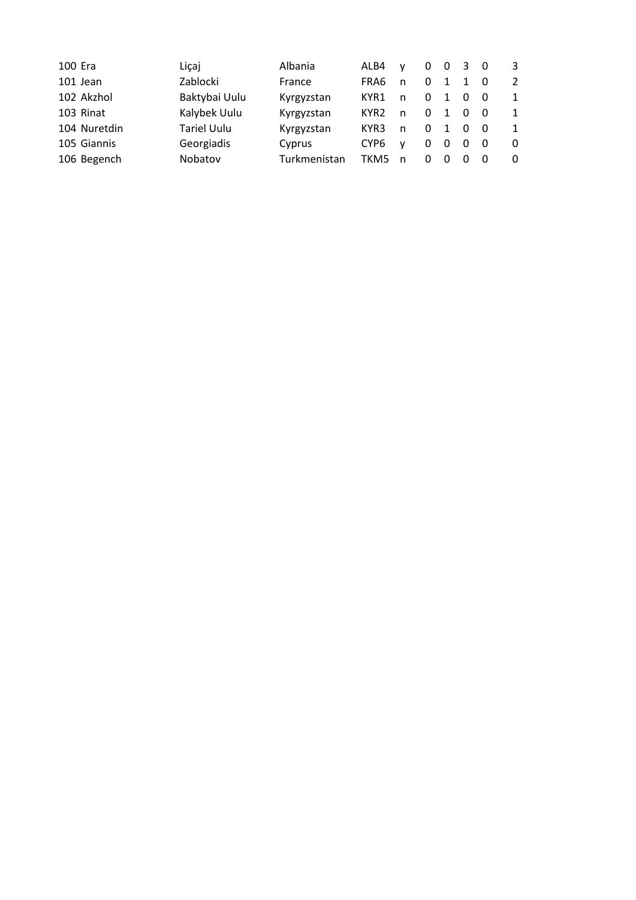| | | | | | | | | | | |
|---|---|---|---|---|---|---|---|---|---|---|
| 100 | Era | Liçaj | Albania | ALB4 | y | 0 | 0 | 3 | 0 | 3 |
| 101 | Jean | Zablocki | France | FRA6 | n | 0 | 1 | 1 | 0 | 2 |
| 102 | Akzhol | Baktybai Uulu | Kyrgyzstan | KYR1 | n | 0 | 1 | 0 | 0 | 1 |
| 103 | Rinat | Kalybek Uulu | Kyrgyzstan | KYR2 | n | 0 | 1 | 0 | 0 | 1 |
| 104 | Nuretdin | Tariel Uulu | Kyrgyzstan | KYR3 | n | 0 | 1 | 0 | 0 | 1 |
| 105 | Giannis | Georgiadis | Cyprus | CYP6 | y | 0 | 0 | 0 | 0 | 0 |
| 106 | Begench | Nobatov | Turkmenistan | TKM5 | n | 0 | 0 | 0 | 0 | 0 |